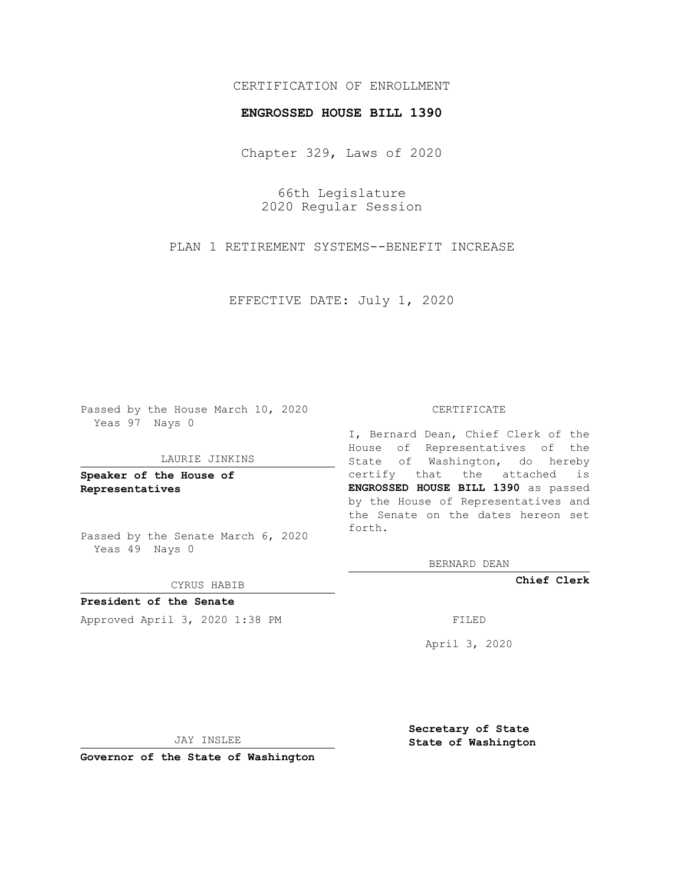CERTIFICATION OF ENROLLMENT

**ENGROSSED HOUSE BILL 1390**

Chapter 329, Laws of 2020

66th Legislature
2020 Regular Session

PLAN 1 RETIREMENT SYSTEMS--BENEFIT INCREASE

EFFECTIVE DATE: July 1, 2020

Passed by the House March 10, 2020
Yeas 97 Nays 0

LAURIE JINKINS

**Speaker of the House of Representatives**

Passed by the Senate March 6, 2020
Yeas 49 Nays 0

CYRUS HABIB

**President of the Senate**

Approved April 3, 2020 1:38 PM

JAY INSLEE

**Governor of the State of Washington**

CERTIFICATE

I, Bernard Dean, Chief Clerk of the House of Representatives of the State of Washington, do hereby certify that the attached is **ENGROSSED HOUSE BILL 1390** as passed by the House of Representatives and the Senate on the dates hereon set forth.

BERNARD DEAN

**Chief Clerk**

FILED

April 3, 2020

**Secretary of State**
**State of Washington**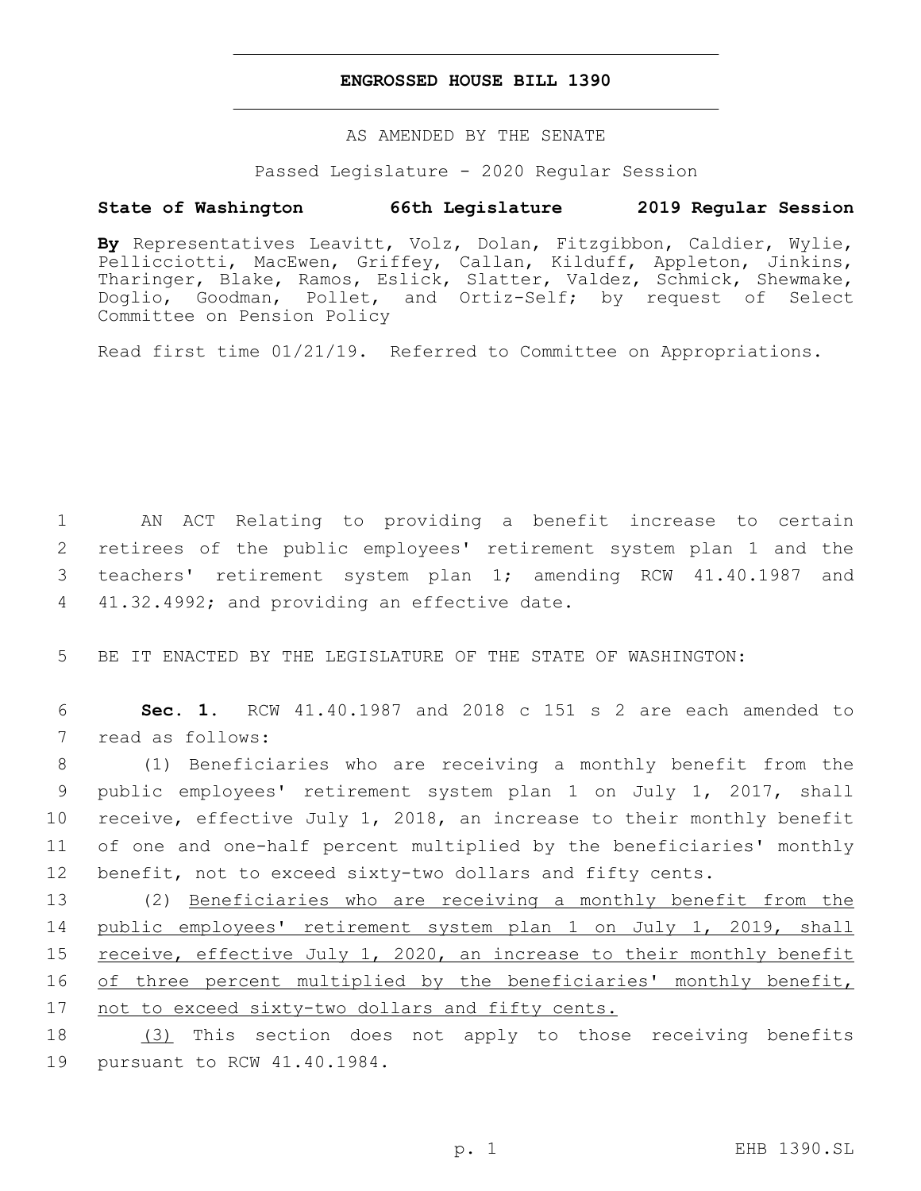# ENGROSSED HOUSE BILL 1390

AS AMENDED BY THE SENATE

Passed Legislature - 2020 Regular Session

**State of Washington 66th Legislature 2019 Regular Session**

**By** Representatives Leavitt, Volz, Dolan, Fitzgibbon, Caldier, Wylie, Pellicciotti, MacEwen, Griffey, Callan, Kilduff, Appleton, Jinkins, Tharinger, Blake, Ramos, Eslick, Slatter, Valdez, Schmick, Shewmake, Doglio, Goodman, Pollet, and Ortiz-Self; by request of Select Committee on Pension Policy

Read first time 01/21/19. Referred to Committee on Appropriations.

1 AN ACT Relating to providing a benefit increase to certain
2 retirees of the public employees' retirement system plan 1 and the
3 teachers' retirement system plan 1; amending RCW 41.40.1987 and
4 41.32.4992; and providing an effective date.

5 BE IT ENACTED BY THE LEGISLATURE OF THE STATE OF WASHINGTON:

6 **Sec. 1.** RCW 41.40.1987 and 2018 c 151 s 2 are each amended to
7 read as follows:

8 (1) Beneficiaries who are receiving a monthly benefit from the
9 public employees' retirement system plan 1 on July 1, 2017, shall
10 receive, effective July 1, 2018, an increase to their monthly benefit
11 of one and one-half percent multiplied by the beneficiaries' monthly
12 benefit, not to exceed sixty-two dollars and fifty cents.

13 (2) <u>Beneficiaries who are receiving a monthly benefit from the</u>
14 <u>public employees' retirement system plan 1 on July 1, 2019, shall</u>
15 <u>receive, effective July 1, 2020, an increase to their monthly benefit</u>
16 <u>of three percent multiplied by the beneficiaries' monthly benefit,</u>
17 <u>not to exceed sixty-two dollars and fifty cents.</u>

18 <u>(3)</u> This section does not apply to those receiving benefits
19 pursuant to RCW 41.40.1984.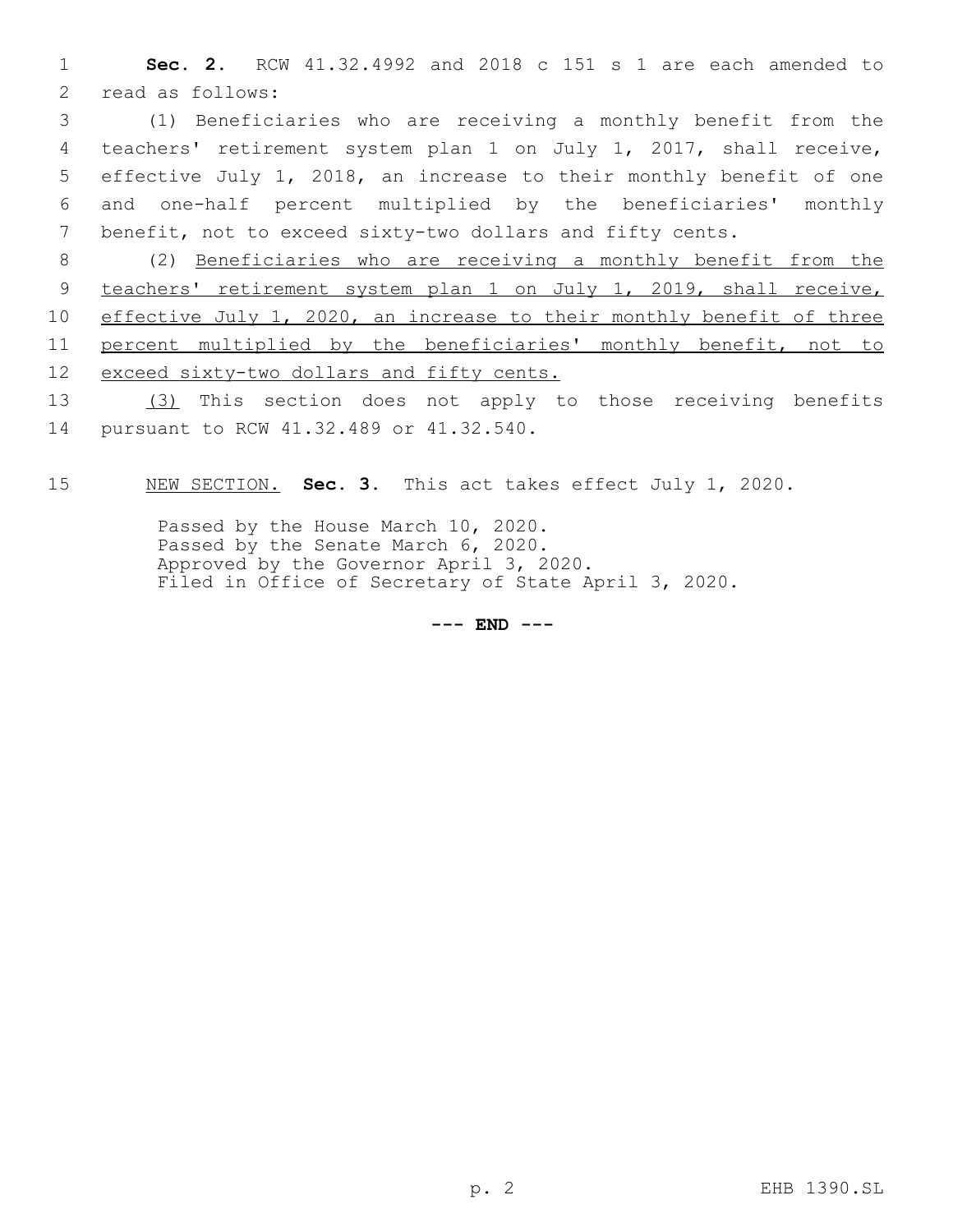**Sec. 2.** RCW 41.32.4992 and 2018 c 151 s 1 are each amended to read as follows:

(1) Beneficiaries who are receiving a monthly benefit from the teachers' retirement system plan 1 on July 1, 2017, shall receive, effective July 1, 2018, an increase to their monthly benefit of one and one-half percent multiplied by the beneficiaries' monthly benefit, not to exceed sixty-two dollars and fifty cents.

(2) <u>Beneficiaries who are receiving a monthly benefit from the teachers' retirement system plan 1 on July 1, 2019, shall receive, effective July 1, 2020, an increase to their monthly benefit of three percent multiplied by the beneficiaries' monthly benefit, not to exceed sixty-two dollars and fifty cents.</u>

<u>(3)</u> This section does not apply to those receiving benefits pursuant to RCW 41.32.489 or 41.32.540.

<u>NEW SECTION.</u> **Sec. 3.** This act takes effect July 1, 2020.

Passed by the House March 10, 2020.
Passed by the Senate March 6, 2020.
Approved by the Governor April 3, 2020.
Filed in Office of Secretary of State April 3, 2020.

**--- END ---**